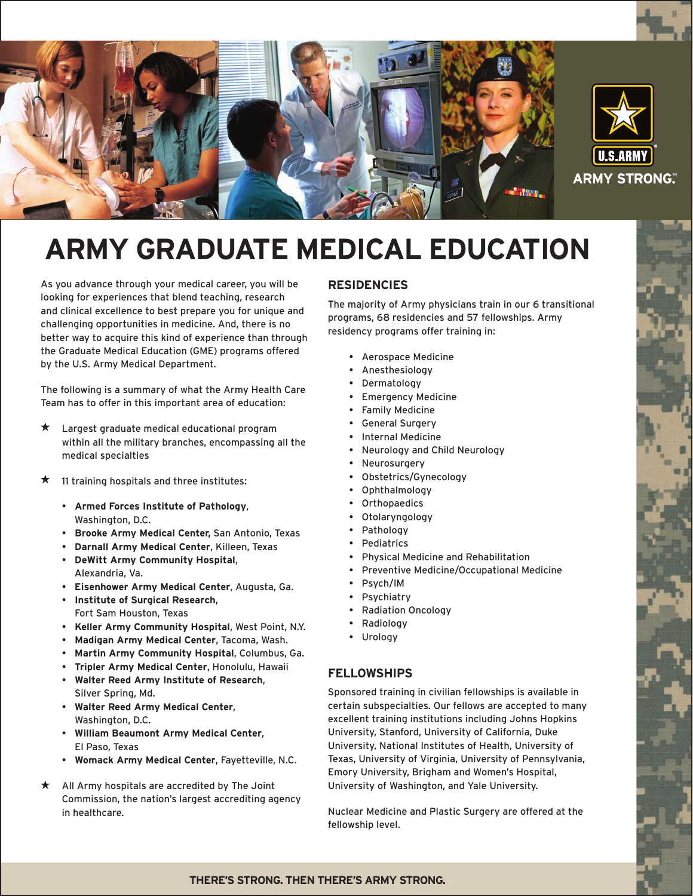U.S. ARMY

ARMY STRONG.

# ARMY GRADUATE MEDICAL EDUCATION

As you advance through your medical career, you will be looking for experiences that blend teaching, research and clinical excellence to best prepare you for unique and challenging opportunities in medicine. And, there is no better way to acquire this kind of experience than through the Graduate Medical Education (GME) programs offered by the U.S. Army Medical Department.

The following is a summary of what the Army Health Care Team has to offer in this important area of education:

★ Largest graduate medical educational program within all the military branches, encompassing all the medical specialties

★ 11 training hospitals and three institutes:

- **Armed Forces Institute of Pathology**, Washington, D.C.
- **Brooke Army Medical Center,** San Antonio, Texas
- **Darnall Army Medical Center**, Killeen, Texas
- **DeWitt Army Community Hospital**, Alexandria, Va.
- **Eisenhower Army Medical Center**, Augusta, Ga.
- **Institute of Surgical Research**, Fort Sam Houston, Texas
- **Keller Army Community Hospital**, West Point, N.Y.
- **Madigan Army Medical Center**, Tacoma, Wash.
- **Martin Army Community Hospital**, Columbus, Ga.
- **Tripler Army Medical Center**, Honolulu, Hawaii
- **Walter Reed Army Institute of Research**, Silver Spring, Md.
- **Walter Reed Army Medical Center**, Washington, D.C.
- **William Beaumont Army Medical Center**, El Paso, Texas
- **Womack Army Medical Center**, Fayetteville, N.C.

★ All Army hospitals are accredited by The Joint Commission, the nation's largest accrediting agency in healthcare.

## RESIDENCIES

The majority of Army physicians train in our 6 transitional programs, 68 residencies and 57 fellowships. Army residency programs offer training in:

- Aerospace Medicine
- Anesthesiology
- Dermatology
- Emergency Medicine
- Family Medicine
- General Surgery
- Internal Medicine
- Neurology and Child Neurology
- Neurosurgery
- Obstetrics/Gynecology
- Ophthalmology
- Orthopaedics
- Otolaryngology
- Pathology
- Pediatrics
- Physical Medicine and Rehabilitation
- Preventive Medicine/Occupational Medicine
- Psych/IM
- Psychiatry
- Radiation Oncology
- Radiology
- Urology

## FELLOWSHIPS

Sponsored training in civilian fellowships is available in certain subspecialties. Our fellows are accepted to many excellent training institutions including Johns Hopkins University, Stanford, University of California, Duke University, National Institutes of Health, University of Texas, University of Virginia, University of Pennsylvania, Emory University, Brigham and Women's Hospital, University of Washington, and Yale University.

Nuclear Medicine and Plastic Surgery are offered at the fellowship level.

THERE'S STRONG. THEN THERE'S ARMY STRONG.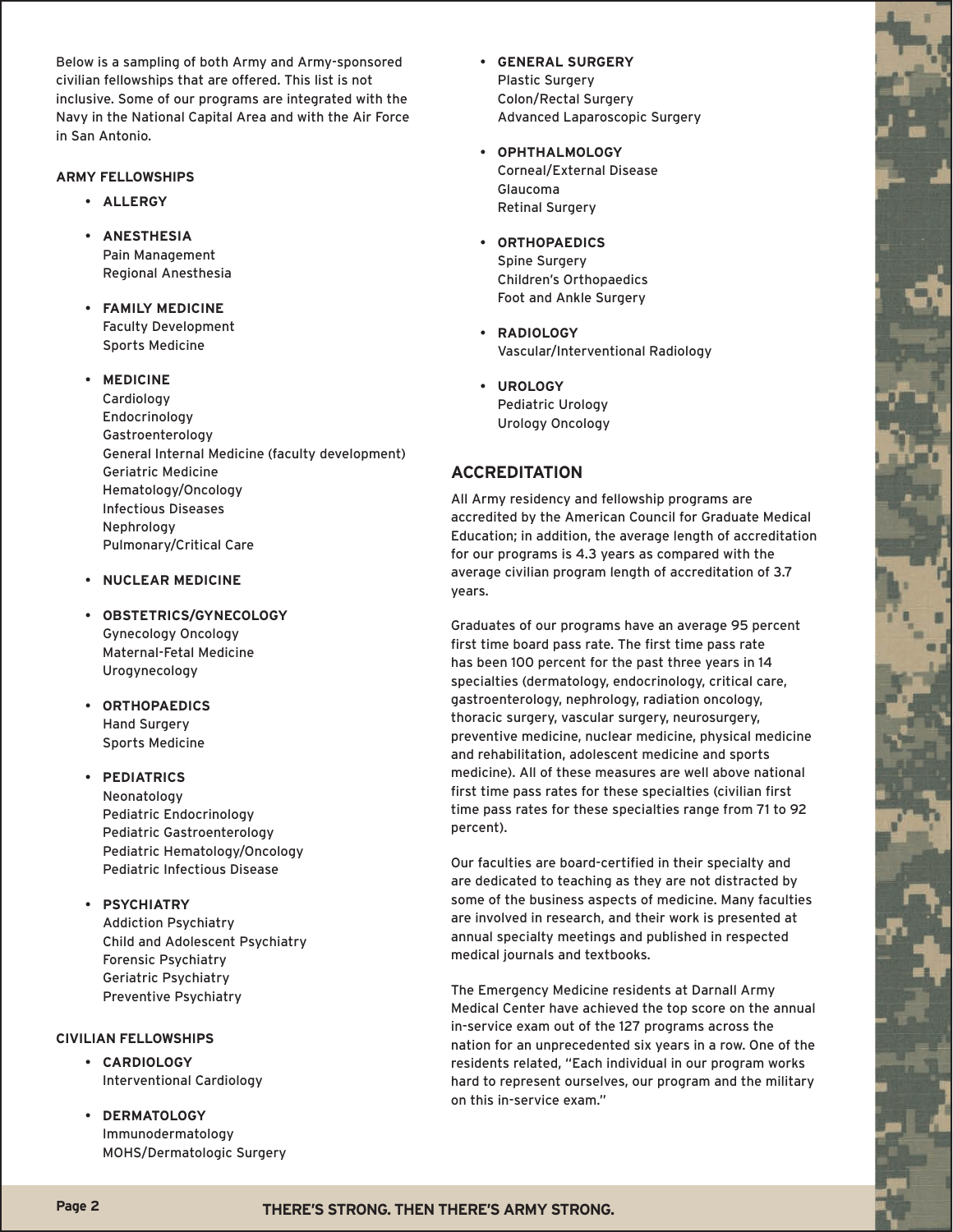Below is a sampling of both Army and Army-sponsored civilian fellowships that are offered. This list is not inclusive. Some of our programs are integrated with the Navy in the National Capital Area and with the Air Force in San Antonio.

**ARMY FELLOWSHIPS**

- **ALLERGY**
- **ANESTHESIA**
  Pain Management
  Regional Anesthesia
- **FAMILY MEDICINE**
  Faculty Development
  Sports Medicine
- **MEDICINE**
  Cardiology
  Endocrinology
  Gastroenterology
  General Internal Medicine (faculty development)
  Geriatric Medicine
  Hematology/Oncology
  Infectious Diseases
  Nephrology
  Pulmonary/Critical Care
- **NUCLEAR MEDICINE**
- **OBSTETRICS/GYNECOLOGY**
  Gynecology Oncology
  Maternal-Fetal Medicine
  Urogynecology
- **ORTHOPAEDICS**
  Hand Surgery
  Sports Medicine
- **PEDIATRICS**
  Neonatology
  Pediatric Endocrinology
  Pediatric Gastroenterology
  Pediatric Hematology/Oncology
  Pediatric Infectious Disease
- **PSYCHIATRY**
  Addiction Psychiatry
  Child and Adolescent Psychiatry
  Forensic Psychiatry
  Geriatric Psychiatry
  Preventive Psychiatry

**CIVILIAN FELLOWSHIPS**

- **CARDIOLOGY**
  Interventional Cardiology
- **DERMATOLOGY**
  Immunodermatology
  MOHS/Dermatologic Surgery
- **GENERAL SURGERY**
  Plastic Surgery
  Colon/Rectal Surgery
  Advanced Laparoscopic Surgery
- **OPHTHALMOLOGY**
  Corneal/External Disease
  Glaucoma
  Retinal Surgery
- **ORTHOPAEDICS**
  Spine Surgery
  Children's Orthopaedics
  Foot and Ankle Surgery
- **RADIOLOGY**
  Vascular/Interventional Radiology
- **UROLOGY**
  Pediatric Urology
  Urology Oncology

## ACCREDITATION

All Army residency and fellowship programs are accredited by the American Council for Graduate Medical Education; in addition, the average length of accreditation for our programs is 4.3 years as compared with the average civilian program length of accreditation of 3.7 years.

Graduates of our programs have an average 95 percent first time board pass rate. The first time pass rate has been 100 percent for the past three years in 14 specialties (dermatology, endocrinology, critical care, gastroenterology, nephrology, radiation oncology, thoracic surgery, vascular surgery, neurosurgery, preventive medicine, nuclear medicine, physical medicine and rehabilitation, adolescent medicine and sports medicine). All of these measures are well above national first time pass rates for these specialties (civilian first time pass rates for these specialties range from 71 to 92 percent).

Our faculties are board-certified in their specialty and are dedicated to teaching as they are not distracted by some of the business aspects of medicine. Many faculties are involved in research, and their work is presented at annual specialty meetings and published in respected medical journals and textbooks.

The Emergency Medicine residents at Darnall Army Medical Center have achieved the top score on the annual in-service exam out of the 127 programs across the nation for an unprecedented six years in a row. One of the residents related, "Each individual in our program works hard to represent ourselves, our program and the military on this in-service exam."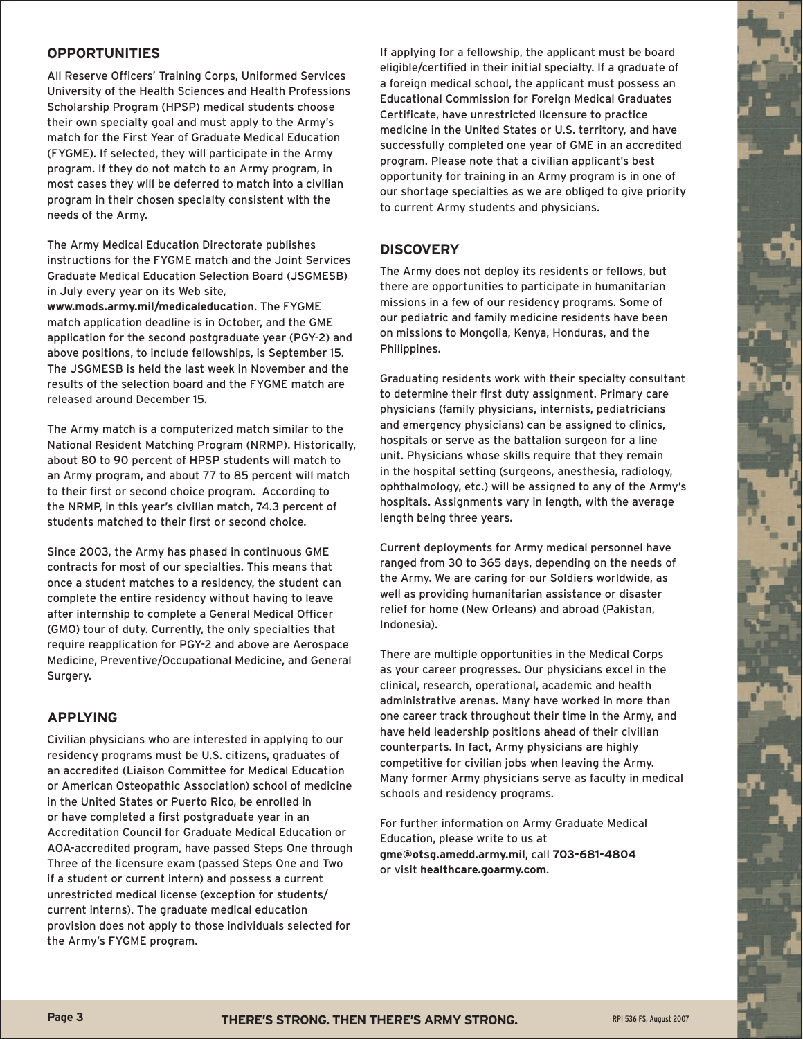## OPPORTUNITIES

All Reserve Officers' Training Corps, Uniformed Services University of the Health Sciences and Health Professions Scholarship Program (HPSP) medical students choose their own specialty goal and must apply to the Army's match for the First Year of Graduate Medical Education (FYGME). If selected, they will participate in the Army program. If they do not match to an Army program, in most cases they will be deferred to match into a civilian program in their chosen specialty consistent with the needs of the Army.

The Army Medical Education Directorate publishes instructions for the FYGME match and the Joint Services Graduate Medical Education Selection Board (JSGMESB) in July every year on its Web site, **www.mods.army.mil/medicaleducation**. The FYGME match application deadline is in October, and the GME application for the second postgraduate year (PGY-2) and above positions, to include fellowships, is September 15. The JSGMESB is held the last week in November and the results of the selection board and the FYGME match are released around December 15.

The Army match is a computerized match similar to the National Resident Matching Program (NRMP). Historically, about 80 to 90 percent of HPSP students will match to an Army program, and about 77 to 85 percent will match to their first or second choice program. According to the NRMP, in this year's civilian match, 74.3 percent of students matched to their first or second choice.

Since 2003, the Army has phased in continuous GME contracts for most of our specialties. This means that once a student matches to a residency, the student can complete the entire residency without having to leave after internship to complete a General Medical Officer (GMO) tour of duty. Currently, the only specialties that require reapplication for PGY-2 and above are Aerospace Medicine, Preventive/Occupational Medicine, and General Surgery.

## APPLYING

Civilian physicians who are interested in applying to our residency programs must be U.S. citizens, graduates of an accredited (Liaison Committee for Medical Education or American Osteopathic Association) school of medicine in the United States or Puerto Rico, be enrolled in or have completed a first postgraduate year in an Accreditation Council for Graduate Medical Education or AOA-accredited program, have passed Steps One through Three of the licensure exam (passed Steps One and Two if a student or current intern) and possess a current unrestricted medical license (exception for students/current interns). The graduate medical education provision does not apply to those individuals selected for the Army's FYGME program.

If applying for a fellowship, the applicant must be board eligible/certified in their initial specialty. If a graduate of a foreign medical school, the applicant must possess an Educational Commission for Foreign Medical Graduates Certificate, have unrestricted licensure to practice medicine in the United States or U.S. territory, and have successfully completed one year of GME in an accredited program. Please note that a civilian applicant's best opportunity for training in an Army program is in one of our shortage specialties as we are obliged to give priority to current Army students and physicians.

## DISCOVERY

The Army does not deploy its residents or fellows, but there are opportunities to participate in humanitarian missions in a few of our residency programs. Some of our pediatric and family medicine residents have been on missions to Mongolia, Kenya, Honduras, and the Philippines.

Graduating residents work with their specialty consultant to determine their first duty assignment. Primary care physicians (family physicians, internists, pediatricians and emergency physicians) can be assigned to clinics, hospitals or serve as the battalion surgeon for a line unit. Physicians whose skills require that they remain in the hospital setting (surgeons, anesthesia, radiology, ophthalmology, etc.) will be assigned to any of the Army's hospitals. Assignments vary in length, with the average length being three years.

Current deployments for Army medical personnel have ranged from 30 to 365 days, depending on the needs of the Army. We are caring for our Soldiers worldwide, as well as providing humanitarian assistance or disaster relief for home (New Orleans) and abroad (Pakistan, Indonesia).

There are multiple opportunities in the Medical Corps as your career progresses. Our physicians excel in the clinical, research, operational, academic and health administrative arenas. Many have worked in more than one career track throughout their time in the Army, and have held leadership positions ahead of their civilian counterparts. In fact, Army physicians are highly competitive for civilian jobs when leaving the Army. Many former Army physicians serve as faculty in medical schools and residency programs.

For further information on Army Graduate Medical Education, please write to us at **gme@otsg.amedd.army.mil**, call **703-681-4804** or visit **healthcare.goarmy.com**.

**THERE'S STRONG. THEN THERE'S ARMY STRONG.**

RPI 536 FS, August 2007